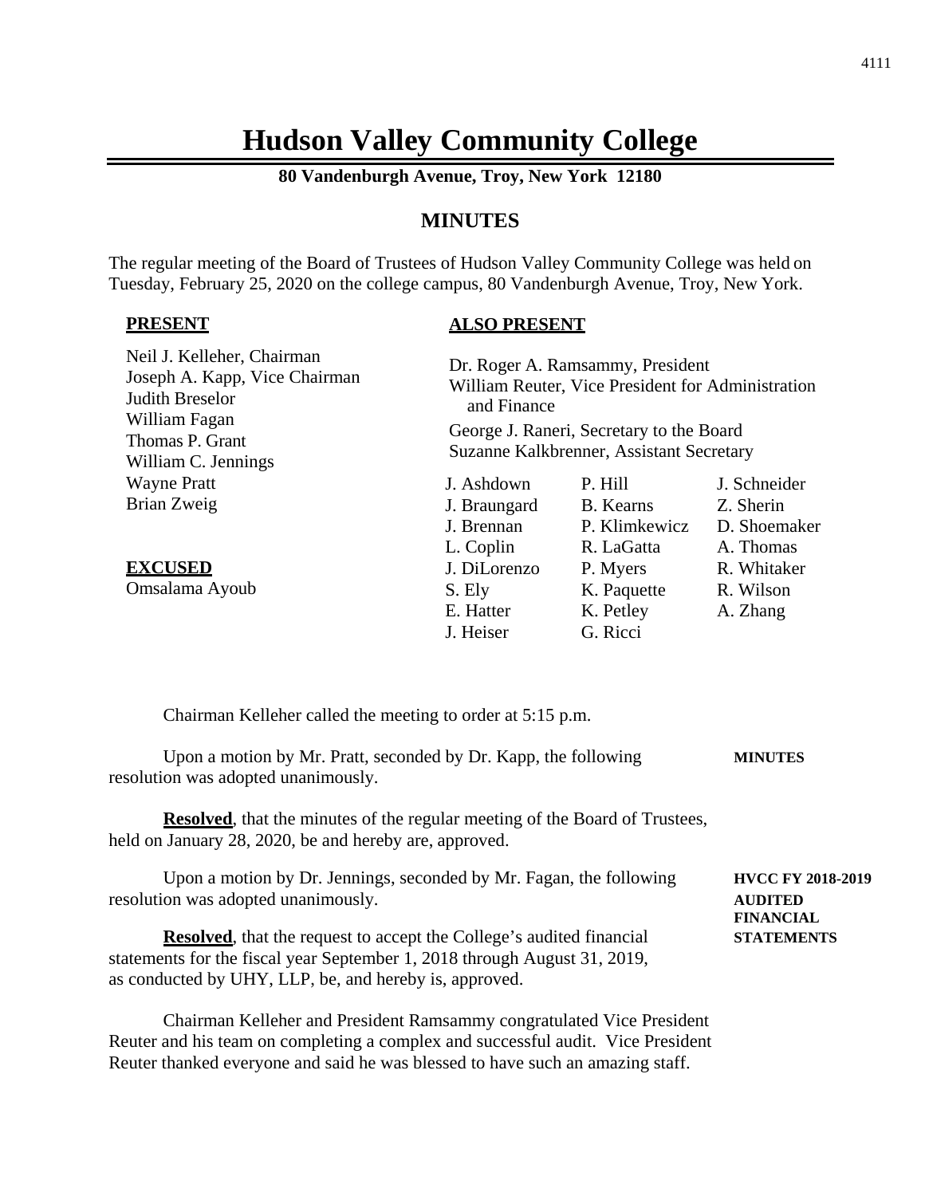# Hudson Valley Community College

**80 Vandenburgh Avenue, Troy, New York 12180**

## MINUTES

The regular meeting of the Board of Trustees of Hudson Valley Community College was held on Tuesday, February 25, 2020 on the college campus, 80 Vandenburgh Avenue, Troy, New York.

**PRESENT**

Neil J. Kelleher, Chairman
Joseph A. Kapp, Vice Chairman
Judith Breselor
William Fagan
Thomas P. Grant
William C. Jennings
Wayne Pratt
Brian Zweig

**EXCUSED**

Omsalama Ayoub

**ALSO PRESENT**

Dr. Roger A. Ramsammy, President
William Reuter, Vice President for Administration and Finance
George J. Raneri, Secretary to the Board
Suzanne Kalkbrenner, Assistant Secretary

| | | |
|---|---|---|
| J. Ashdown | P. Hill | J. Schneider |
| J. Braungard | B. Kearns | Z. Sherin |
| J. Brennan | P. Klimkewicz | D. Shoemaker |
| L. Coplin | R. LaGatta | A. Thomas |
| J. DiLorenzo | P. Myers | R. Whitaker |
| S. Ely | K. Paquette | R. Wilson |
| E. Hatter | K. Petley | A. Zhang |
| J. Heiser | G. Ricci | |

Chairman Kelleher called the meeting to order at 5:15 p.m.

**MINUTES**

Upon a motion by Mr. Pratt, seconded by Dr. Kapp, the following resolution was adopted unanimously.

**Resolved**, that the minutes of the regular meeting of the Board of Trustees, held on January 28, 2020, be and hereby are, approved.

**HVCC FY 2018-2019 AUDITED FINANCIAL STATEMENTS**

Upon a motion by Dr. Jennings, seconded by Mr. Fagan, the following resolution was adopted unanimously.

**Resolved**, that the request to accept the College's audited financial statements for the fiscal year September 1, 2018 through August 31, 2019, as conducted by UHY, LLP, be, and hereby is, approved.

Chairman Kelleher and President Ramsammy congratulated Vice President Reuter and his team on completing a complex and successful audit. Vice President Reuter thanked everyone and said he was blessed to have such an amazing staff.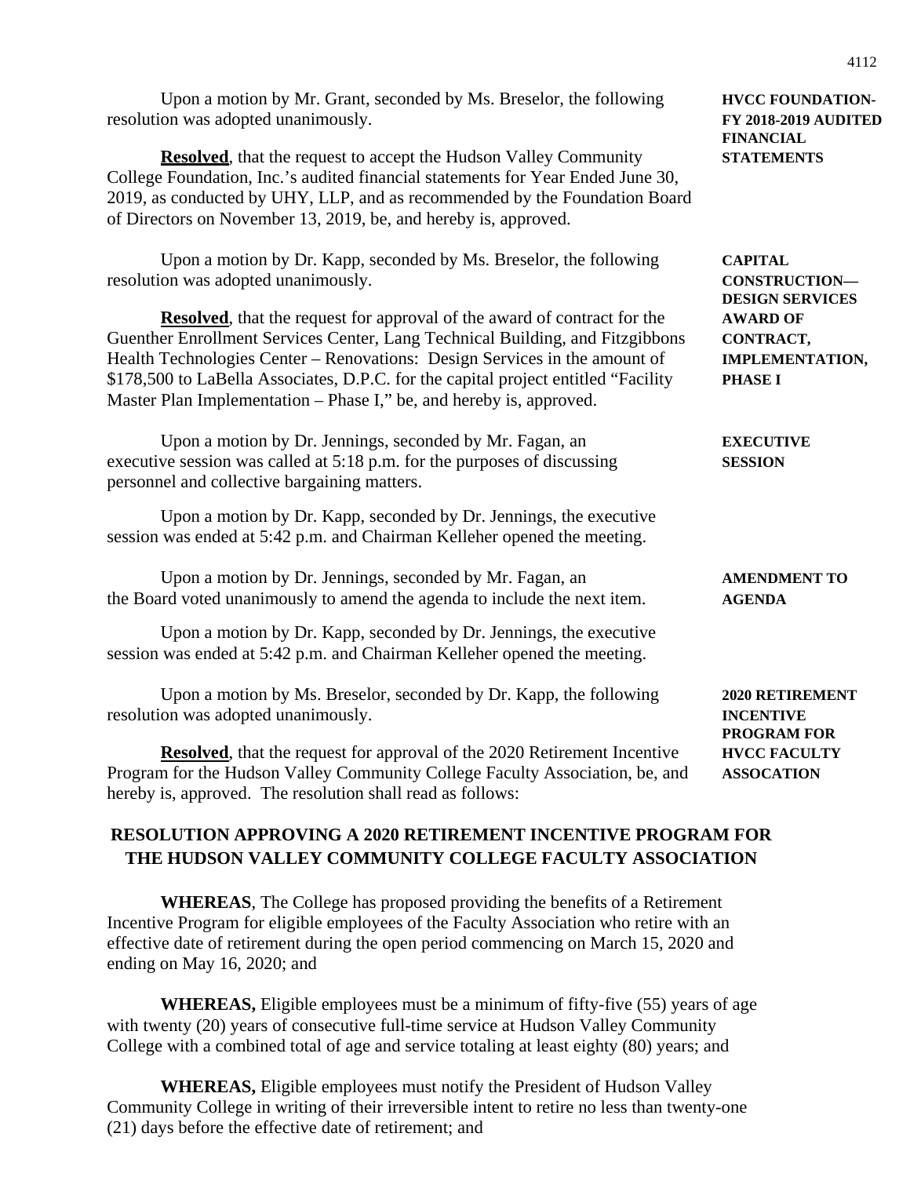**HVCC FOUNDATION-FY 2018-2019 AUDITED FINANCIAL STATEMENTS**

Upon a motion by Mr. Grant, seconded by Ms. Breselor, the following resolution was adopted unanimously.

**Resolved**, that the request to accept the Hudson Valley Community College Foundation, Inc.'s audited financial statements for Year Ended June 30, 2019, as conducted by UHY, LLP, and as recommended by the Foundation Board of Directors on November 13, 2019, be, and hereby is, approved.

**CAPITAL CONSTRUCTION—DESIGN SERVICES AWARD OF CONTRACT, IMPLEMENTATION, PHASE I**

Upon a motion by Dr. Kapp, seconded by Ms. Breselor, the following resolution was adopted unanimously.

**Resolved**, that the request for approval of the award of contract for the Guenther Enrollment Services Center, Lang Technical Building, and Fitzgibbons Health Technologies Center – Renovations: Design Services in the amount of $178,500 to LaBella Associates, D.P.C. for the capital project entitled "Facility Master Plan Implementation – Phase I," be, and hereby is, approved.

**EXECUTIVE SESSION**

Upon a motion by Dr. Jennings, seconded by Mr. Fagan, an executive session was called at 5:18 p.m. for the purposes of discussing personnel and collective bargaining matters.

Upon a motion by Dr. Kapp, seconded by Dr. Jennings, the executive session was ended at 5:42 p.m. and Chairman Kelleher opened the meeting.

**AMENDMENT TO AGENDA**

Upon a motion by Dr. Jennings, seconded by Mr. Fagan, an the Board voted unanimously to amend the agenda to include the next item.

Upon a motion by Dr. Kapp, seconded by Dr. Jennings, the executive session was ended at 5:42 p.m. and Chairman Kelleher opened the meeting.

**2020 RETIREMENT INCENTIVE PROGRAM FOR HVCC FACULTY ASSOCATION**

Upon a motion by Ms. Breselor, seconded by Dr. Kapp, the following resolution was adopted unanimously.

**Resolved**, that the request for approval of the 2020 Retirement Incentive Program for the Hudson Valley Community College Faculty Association, be, and hereby is, approved. The resolution shall read as follows:

## RESOLUTION APPROVING A 2020 RETIREMENT INCENTIVE PROGRAM FOR THE HUDSON VALLEY COMMUNITY COLLEGE FACULTY ASSOCIATION

**WHEREAS**, The College has proposed providing the benefits of a Retirement Incentive Program for eligible employees of the Faculty Association who retire with an effective date of retirement during the open period commencing on March 15, 2020 and ending on May 16, 2020; and

**WHEREAS,** Eligible employees must be a minimum of fifty-five (55) years of age with twenty (20) years of consecutive full-time service at Hudson Valley Community College with a combined total of age and service totaling at least eighty (80) years; and

**WHEREAS,** Eligible employees must notify the President of Hudson Valley Community College in writing of their irreversible intent to retire no less than twenty-one (21) days before the effective date of retirement; and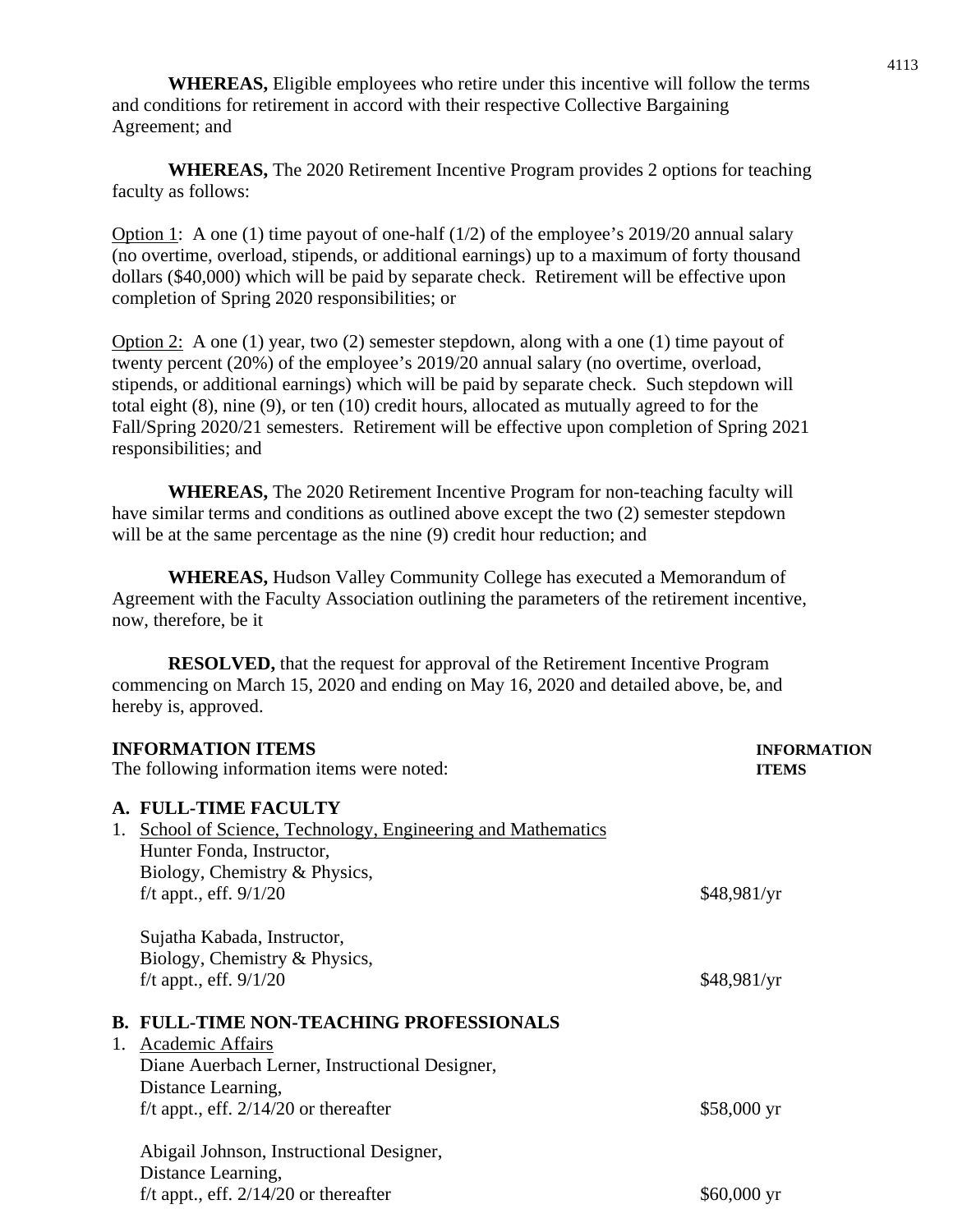**WHEREAS,** Eligible employees who retire under this incentive will follow the terms and conditions for retirement in accord with their respective Collective Bargaining Agreement; and

**WHEREAS,** The 2020 Retirement Incentive Program provides 2 options for teaching faculty as follows:

Option 1: A one (1) time payout of one-half (1/2) of the employee's 2019/20 annual salary (no overtime, overload, stipends, or additional earnings) up to a maximum of forty thousand dollars ($40,000) which will be paid by separate check. Retirement will be effective upon completion of Spring 2020 responsibilities; or

Option 2: A one (1) year, two (2) semester stepdown, along with a one (1) time payout of twenty percent (20%) of the employee's 2019/20 annual salary (no overtime, overload, stipends, or additional earnings) which will be paid by separate check. Such stepdown will total eight (8), nine (9), or ten (10) credit hours, allocated as mutually agreed to for the Fall/Spring 2020/21 semesters. Retirement will be effective upon completion of Spring 2021 responsibilities; and

**WHEREAS,** The 2020 Retirement Incentive Program for non-teaching faculty will have similar terms and conditions as outlined above except the two (2) semester stepdown will be at the same percentage as the nine (9) credit hour reduction; and

**WHEREAS,** Hudson Valley Community College has executed a Memorandum of Agreement with the Faculty Association outlining the parameters of the retirement incentive, now, therefore, be it

**RESOLVED,** that the request for approval of the Retirement Incentive Program commencing on March 15, 2020 and ending on May 16, 2020 and detailed above, be, and hereby is, approved.

**INFORMATION ITEMS** — **INFORMATION ITEMS**

The following information items were noted:

**A. FULL-TIME FACULTY**

1. School of Science, Technology, Engineering and Mathematics

   Hunter Fonda, Instructor,
   Biology, Chemistry & Physics,
   f/t appt., eff. 9/1/20 — $48,981/yr

   Sujatha Kabada, Instructor,
   Biology, Chemistry & Physics,
   f/t appt., eff. 9/1/20 — $48,981/yr

**B. FULL-TIME NON-TEACHING PROFESSIONALS**

1. Academic Affairs

   Diane Auerbach Lerner, Instructional Designer,
   Distance Learning,
   f/t appt., eff. 2/14/20 or thereafter — $58,000 yr

   Abigail Johnson, Instructional Designer,
   Distance Learning,
   f/t appt., eff. 2/14/20 or thereafter — $60,000 yr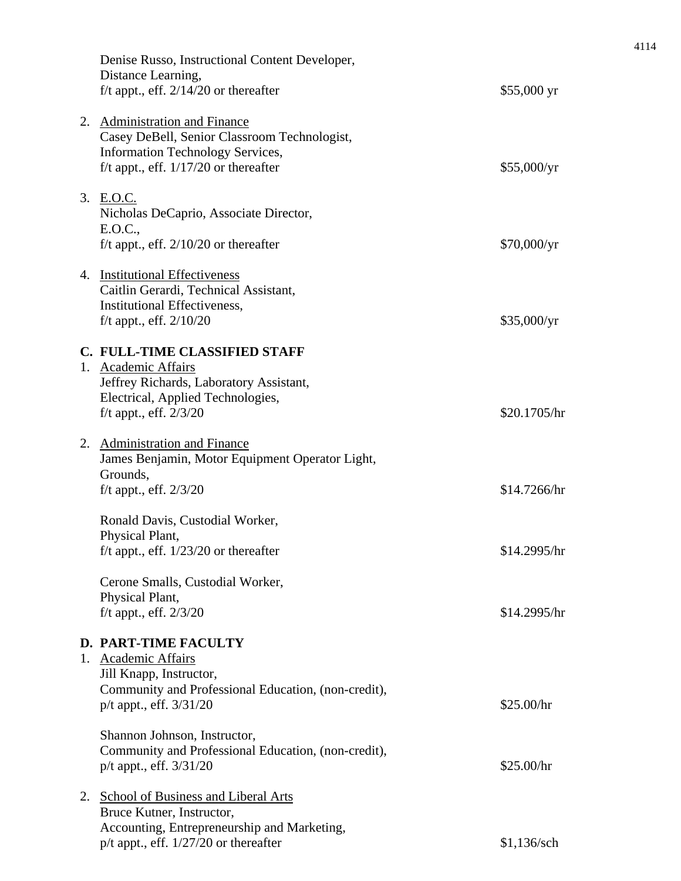Denise Russo, Instructional Content Developer,
Distance Learning,
f/t appt., eff. 2/14/20 or thereafter — $55,000 yr

2. <u>Administration and Finance</u>
   Casey DeBell, Senior Classroom Technologist,
   Information Technology Services,
   f/t appt., eff. 1/17/20 or thereafter — $55,000/yr

3. <u>E.O.C.</u>
   Nicholas DeCaprio, Associate Director,
   E.O.C.,
   f/t appt., eff. 2/10/20 or thereafter — $70,000/yr

4. <u>Institutional Effectiveness</u>
   Caitlin Gerardi, Technical Assistant,
   Institutional Effectiveness,
   f/t appt., eff. 2/10/20 — $35,000/yr

**C. FULL-TIME CLASSIFIED STAFF**

1. <u>Academic Affairs</u>
   Jeffrey Richards, Laboratory Assistant,
   Electrical, Applied Technologies,
   f/t appt., eff. 2/3/20 — $20.1705/hr

2. <u>Administration and Finance</u>
   James Benjamin, Motor Equipment Operator Light,
   Grounds,
   f/t appt., eff. 2/3/20 — $14.7266/hr

   Ronald Davis, Custodial Worker,
   Physical Plant,
   f/t appt., eff. 1/23/20 or thereafter — $14.2995/hr

   Cerone Smalls, Custodial Worker,
   Physical Plant,
   f/t appt., eff. 2/3/20 — $14.2995/hr

**D. PART-TIME FACULTY**

1. <u>Academic Affairs</u>
   Jill Knapp, Instructor,
   Community and Professional Education, (non-credit),
   p/t appt., eff. 3/31/20 — $25.00/hr

   Shannon Johnson, Instructor,
   Community and Professional Education, (non-credit),
   p/t appt., eff. 3/31/20 — $25.00/hr

2. <u>School of Business and Liberal Arts</u>
   Bruce Kutner, Instructor,
   Accounting, Entrepreneurship and Marketing,
   p/t appt., eff. 1/27/20 or thereafter — $1,136/sch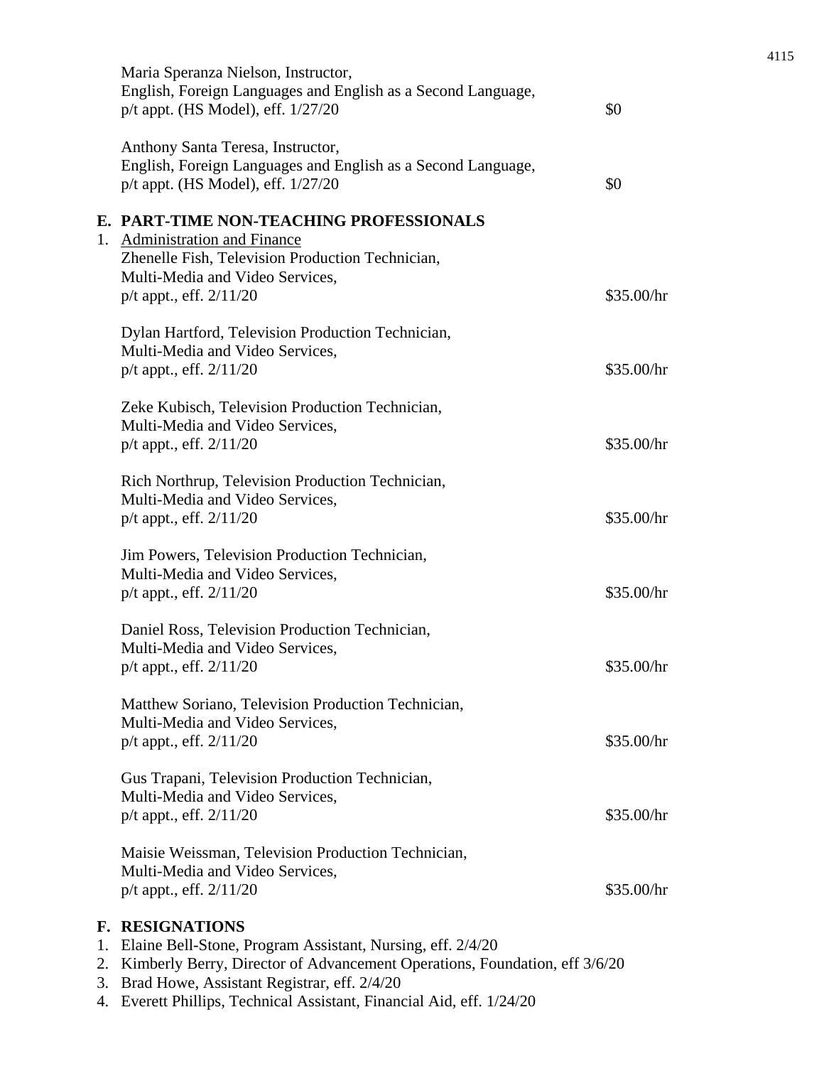Maria Speranza Nielson, Instructor,
English, Foreign Languages and English as a Second Language,
p/t appt. (HS Model), eff. 1/27/20 $0

Anthony Santa Teresa, Instructor,
English, Foreign Languages and English as a Second Language,
p/t appt. (HS Model), eff. 1/27/20 $0

**E. PART-TIME NON-TEACHING PROFESSIONALS**

1. Administration and Finance

Zhenelle Fish, Television Production Technician,
Multi-Media and Video Services,
p/t appt., eff. 2/11/20 $35.00/hr

Dylan Hartford, Television Production Technician,
Multi-Media and Video Services,
p/t appt., eff. 2/11/20 $35.00/hr

Zeke Kubisch, Television Production Technician,
Multi-Media and Video Services,
p/t appt., eff. 2/11/20 $35.00/hr

Rich Northrup, Television Production Technician,
Multi-Media and Video Services,
p/t appt., eff. 2/11/20 $35.00/hr

Jim Powers, Television Production Technician,
Multi-Media and Video Services,
p/t appt., eff. 2/11/20 $35.00/hr

Daniel Ross, Television Production Technician,
Multi-Media and Video Services,
p/t appt., eff. 2/11/20 $35.00/hr

Matthew Soriano, Television Production Technician,
Multi-Media and Video Services,
p/t appt., eff. 2/11/20 $35.00/hr

Gus Trapani, Television Production Technician,
Multi-Media and Video Services,
p/t appt., eff. 2/11/20 $35.00/hr

Maisie Weissman, Television Production Technician,
Multi-Media and Video Services,
p/t appt., eff. 2/11/20 $35.00/hr

**F. RESIGNATIONS**

1. Elaine Bell-Stone, Program Assistant, Nursing, eff. 2/4/20
2. Kimberly Berry, Director of Advancement Operations, Foundation, eff 3/6/20
3. Brad Howe, Assistant Registrar, eff. 2/4/20
4. Everett Phillips, Technical Assistant, Financial Aid, eff. 1/24/20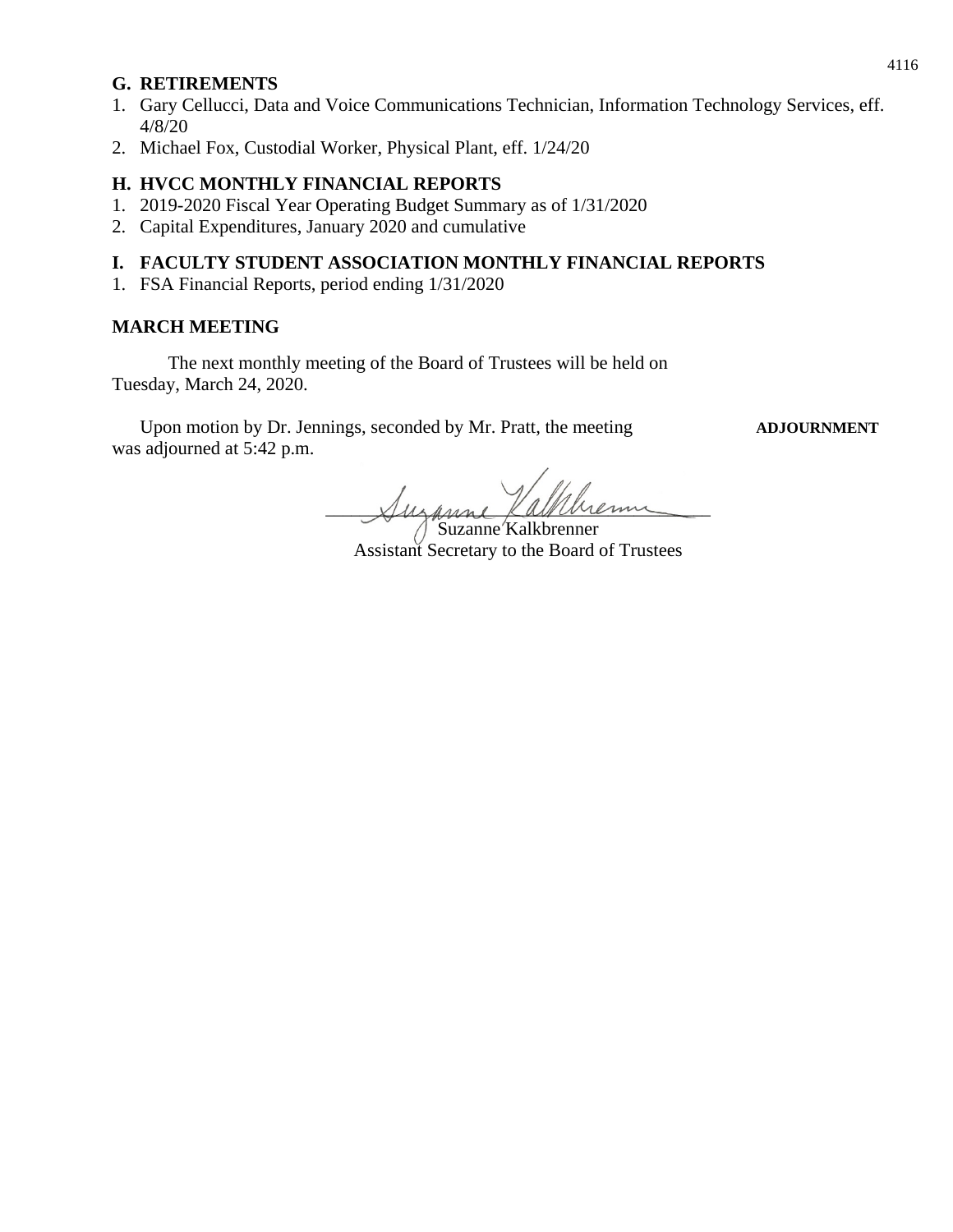## G. RETIREMENTS

1. Gary Cellucci, Data and Voice Communications Technician, Information Technology Services, eff. 4/8/20
2. Michael Fox, Custodial Worker, Physical Plant, eff. 1/24/20

## H. HVCC MONTHLY FINANCIAL REPORTS

1. 2019-2020 Fiscal Year Operating Budget Summary as of 1/31/2020
2. Capital Expenditures, January 2020 and cumulative

## I. FACULTY STUDENT ASSOCIATION MONTHLY FINANCIAL REPORTS

1. FSA Financial Reports, period ending 1/31/2020

## MARCH MEETING

The next monthly meeting of the Board of Trustees will be held on Tuesday, March 24, 2020.

**ADJOURNMENT**

Upon motion by Dr. Jennings, seconded by Mr. Pratt, the meeting was adjourned at 5:42 p.m.

Suzanne Kalkbrenner
Assistant Secretary to the Board of Trustees